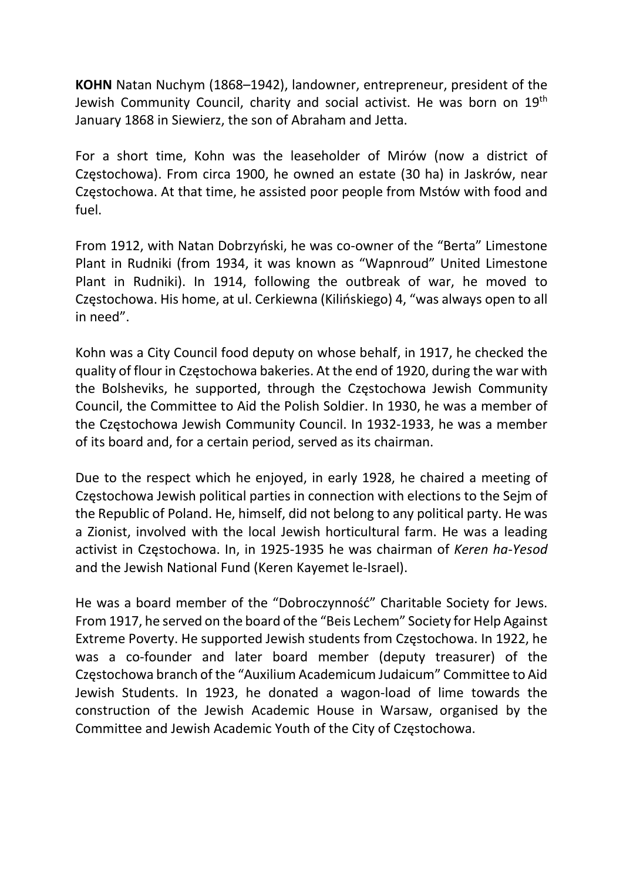**KOHN** Natan Nuchym (1868–1942), landowner, entrepreneur, president of the Jewish Community Council, charity and social activist. He was born on 19th January 1868 in Siewierz, the son of Abraham and Jetta.

For a short time, Kohn was the leaseholder of Mirów (now a district of Częstochowa). From circa 1900, he owned an estate (30 ha) in Jaskrów, near Częstochowa. At that time, he assisted poor people from Mstów with food and fuel.

From 1912, with Natan Dobrzyński, he was co-owner of the "Berta" Limestone Plant in Rudniki (from 1934, it was known as "Wapnroud" United Limestone Plant in Rudniki). In 1914, following the outbreak of war, he moved to Częstochowa. His home, at ul. Cerkiewna (Kilińskiego) 4, "was always open to all in need".

Kohn was a City Council food deputy on whose behalf, in 1917, he checked the quality of flour in Częstochowa bakeries. At the end of 1920, during the war with the Bolsheviks, he supported, through the Częstochowa Jewish Community Council, the Committee to Aid the Polish Soldier. In 1930, he was a member of the Częstochowa Jewish Community Council. In 1932-1933, he was a member of its board and, for a certain period, served as its chairman.

Due to the respect which he enjoyed, in early 1928, he chaired a meeting of Częstochowa Jewish political parties in connection with elections to the Sejm of the Republic of Poland. He, himself, did not belong to any political party. He was a Zionist, involved with the local Jewish horticultural farm. He was a leading activist in Częstochowa. In, in 1925-1935 he was chairman of *Keren ha-Yesod* and the Jewish National Fund (Keren Kayemet le-Israel).

He was a board member of the "Dobroczynność" Charitable Society for Jews. From 1917, he served on the board of the "Beis Lechem" Society for Help Against Extreme Poverty. He supported Jewish students from Częstochowa. In 1922, he was a co-founder and later board member (deputy treasurer) of the Częstochowa branch of the "Auxilium Academicum Judaicum" Committee to Aid Jewish Students. In 1923, he donated a wagon-load of lime towards the construction of the Jewish Academic House in Warsaw, organised by the Committee and Jewish Academic Youth of the City of Częstochowa.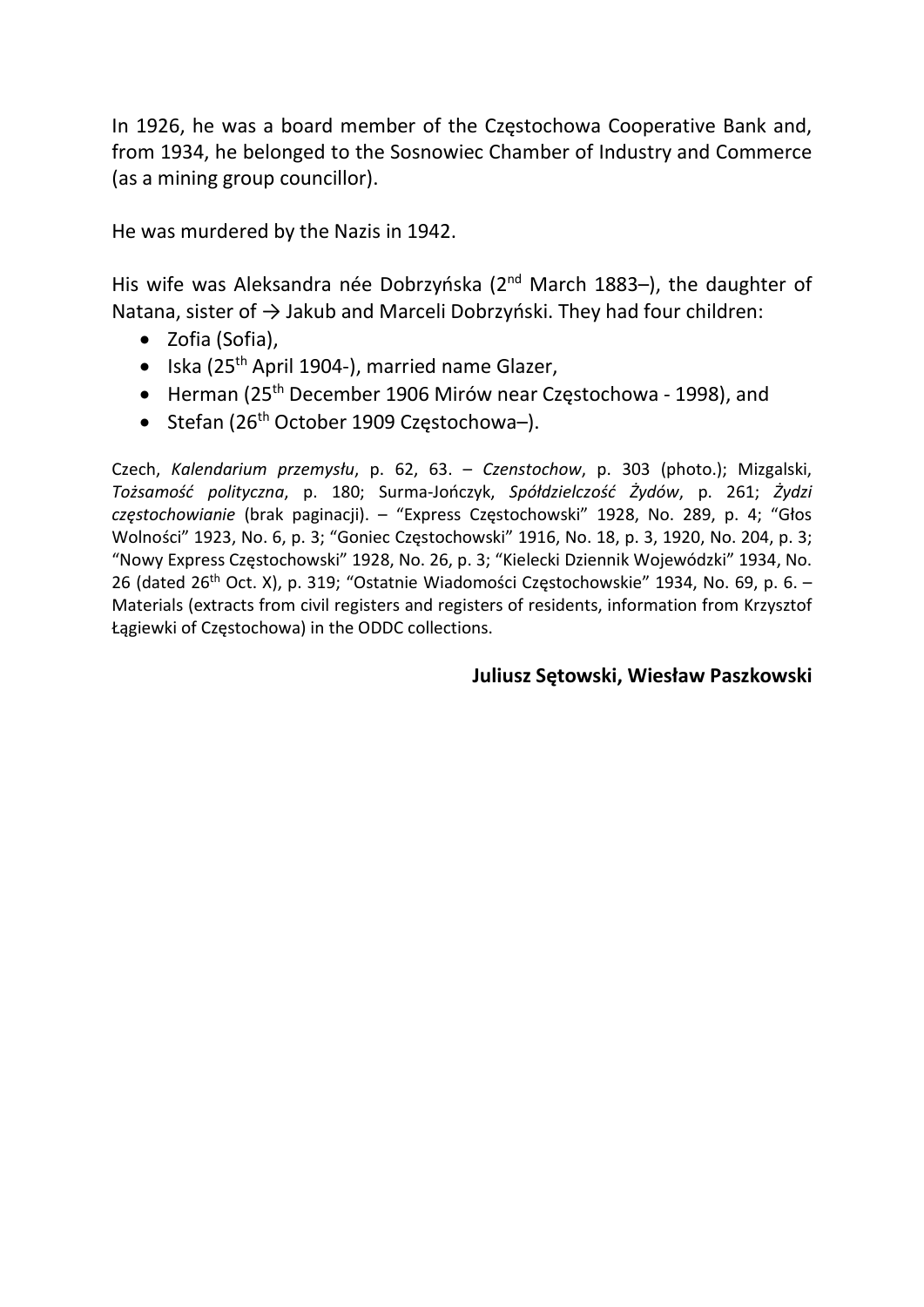In 1926, he was a board member of the Częstochowa Cooperative Bank and, from 1934, he belonged to the Sosnowiec Chamber of Industry and Commerce (as a mining group councillor).

He was murdered by the Nazis in 1942.

His wife was Aleksandra née Dobrzyńska (2nd March 1883–), the daughter of Natana, sister of → Jakub and Marceli Dobrzyński. They had four children:

- Zofia (Sofia),
- Iska (25th April 1904-), married name Glazer,
- Herman (25th December 1906 Mirów near Częstochowa - 1998), and
- Stefan (26th October 1909 Częstochowa–).

Czech, *Kalendarium przemysłu*, p. 62, 63. – *Czenstochow*, p. 303 (photo.); Mizgalski, *Tożsamość polityczna*, p. 180; Surma-Jończyk, *Spółdzielczość Żydów*, p. 261; *Żydzi częstochowianie* (brak paginacji). – "Express Częstochowski" 1928, No. 289, p. 4; "Głos Wolności" 1923, No. 6, p. 3; "Goniec Częstochowski" 1916, No. 18, p. 3, 1920, No. 204, p. 3; "Nowy Express Częstochowski" 1928, No. 26, p. 3; "Kielecki Dziennik Wojewódzki" 1934, No. 26 (dated 26th Oct. X), p. 319; "Ostatnie Wiadomości Częstochowskie" 1934, No. 69, p. 6. – Materials (extracts from civil registers and registers of residents, information from Krzysztof Łągiewki of Częstochowa) in the ODDC collections.

**Juliusz Sętowski, Wiesław Paszkowski**